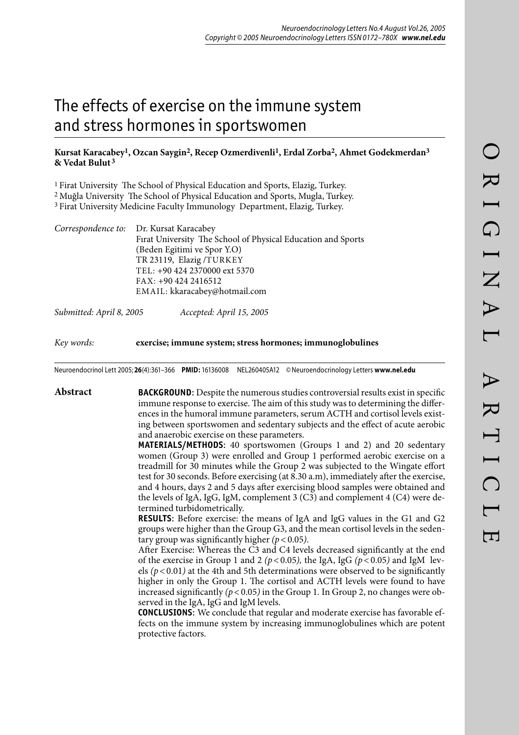# The effects of exercise on the immune system and stress hormones in sportswomen

**Kursat Karacabey[1], Ozcan Saygin[2], Recep Ozmerdivenli[1], Erdal Zorba[2], Ahmet Godekmerdan[3] & Vedat Bulut[3]**

[1] Firat University The School of Physical Education and Sports, Elazig, Turkey.
[2] Muğla University The School of Physical Education and Sports, Mugla, Turkey.
[3] Firat University Medicine Faculty Immunology Department, Elazig, Turkey.

*Correspondence to:* Dr. Kursat Karacabey
Fırat University The School of Physical Education and Sports
(Beden Egitimi ve Spor Y.O)
TR 23119, Elazig /TURKEY
TEL: +90 424 2370000 ext 5370
FAX: +90 424 2416512
EMAIL: kkaracabey@hotmail.com

*Submitted: April 8, 2005* *Accepted: April 15, 2005*

*Key words:* **exercise; immune system; stress hormones; immunoglobulines**

Neuroendocrinol Lett 2005; **26**(4):361–366 **PMID:** 16136008 NEL260405A12 © Neuroendocrinology Letters **www.nel.edu**

## Abstract

**BACKGROUND:** Despite the numerous studies controversial results exist in specific immune response to exercise. The aim of this study was to determining the differences in the humoral immune parameters, serum ACTH and cortisol levels existing between sportswomen and sedentary subjects and the effect of acute aerobic and anaerobic exercise on these parameters.

**MATERIALS/METHODS:** 40 sportswomen (Groups 1 and 2) and 20 sedentary women (Group 3) were enrolled and Group 1 performed aerobic exercise on a treadmill for 30 minutes while the Group 2 was subjected to the Wingate effort test for 30 seconds. Before exercising (at 8.30 a.m), immediately after the exercise, and 4 hours, days 2 and 5 days after exercising blood samples were obtained and the levels of IgA, IgG, IgM, complement 3 (C3) and complement 4 (C4) were determined turbidometrically.

**RESULTS:** Before exercise: the means of IgA and IgG values in the G1 and G2 groups were higher than the Group G3, and the mean cortisol levels in the sedentary group was significantly higher *($p < 0.05$)*.
After Exercise: Whereas the C3 and C4 levels decreased significantly at the end of the exercise in Group 1 and 2 *($p < 0.05$),* the IgA, IgG *($p < 0.05$)* and IgM levels *($p < 0.01$)* at the 4th and 5th determinations were observed to be significantly higher in only the Group 1. The cortisol and ACTH levels were found to have increased significantly *($p < 0.05$)* in the Group 1. In Group 2, no changes were observed in the IgA, IgG and IgM levels.

**CONCLUSIONS:** We conclude that regular and moderate exercise has favorable effects on the immune system by increasing immunoglobulines which are potent protective factors.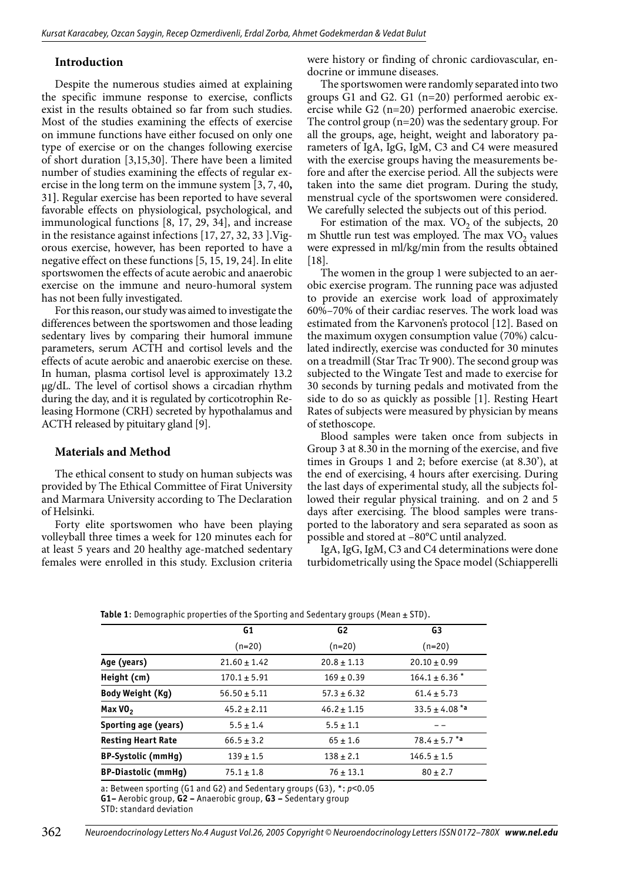## Introduction

Despite the numerous studies aimed at explaining the specific immune response to exercise, conflicts exist in the results obtained so far from such studies. Most of the studies examining the effects of exercise on immune functions have either focused on only one type of exercise or on the changes following exercise of short duration [3,15,30]. There have been a limited number of studies examining the effects of regular exercise in the long term on the immune system [3, 7, 40, 31]. Regular exercise has been reported to have several favorable effects on physiological, psychological, and immunological functions [8, 17, 29, 34], and increase in the resistance against infections [17, 27, 32, 33 ].Vigorous exercise, however, has been reported to have a negative effect on these functions [5, 15, 19, 24]. In elite sportswomen the effects of acute aerobic and anaerobic exercise on the immune and neuro-humoral system has not been fully investigated.

For this reason, our study was aimed to investigate the differences between the sportswomen and those leading sedentary lives by comparing their humoral immune parameters, serum ACTH and cortisol levels and the effects of acute aerobic and anaerobic exercise on these. In human, plasma cortisol level is approximately 13.2 μg/dL. The level of cortisol shows a circadian rhythm during the day, and it is regulated by corticotrophin Releasing Hormone (CRH) secreted by hypothalamus and ACTH released by pituitary gland [9].

## Materials and Method

The ethical consent to study on human subjects was provided by The Ethical Committee of Firat University and Marmara University according to The Declaration of Helsinki.

Forty elite sportswomen who have been playing volleyball three times a week for 120 minutes each for at least 5 years and 20 healthy age-matched sedentary females were enrolled in this study. Exclusion criteria were history or finding of chronic cardiovascular, endocrine or immune diseases.

The sportswomen were randomly separated into two groups G1 and G2. G1 (n=20) performed aerobic exercise while G2 (n=20) performed anaerobic exercise. The control group (n=20) was the sedentary group. For all the groups, age, height, weight and laboratory parameters of IgA, IgG, IgM, C3 and C4 were measured with the exercise groups having the measurements before and after the exercise period. All the subjects were taken into the same diet program. During the study, menstrual cycle of the sportswomen were considered. We carefully selected the subjects out of this period.

For estimation of the max. $VO_2$ of the subjects, 20 m Shuttle run test was employed. The max $VO_2$ values were expressed in ml/kg/min from the results obtained [18].

The women in the group 1 were subjected to an aerobic exercise program. The running pace was adjusted to provide an exercise work load of approximately 60%–70% of their cardiac reserves. The work load was estimated from the Karvonen's protocol [12]. Based on the maximum oxygen consumption value (70%) calculated indirectly, exercise was conducted for 30 minutes on a treadmill (Star Trac Tr 900). The second group was subjected to the Wingate Test and made to exercise for 30 seconds by turning pedals and motivated from the side to do so as quickly as possible [1]. Resting Heart Rates of subjects were measured by physician by means of stethoscope.

Blood samples were taken once from subjects in Group 3 at 8.30 in the morning of the exercise, and five times in Groups 1 and 2; before exercise (at 8.30'), at the end of exercising, 4 hours after exercising. During the last days of experimental study, all the subjects followed their regular physical training. and on 2 and 5 days after exercising. The blood samples were transported to the laboratory and sera separated as soon as possible and stored at –80°C until analyzed.

IgA, IgG, IgM, C3 and C4 determinations were done turbidometrically using the Space model (Schiapperelli

**Table 1**: Demographic properties of the Sporting and Sedentary groups (Mean ± STD).

| | G1 | G2 | G3 |
|---|---|---|---|
| | (n=20) | (n=20) | (n=20) |
| **Age (years)** | 21.60 ± 1.42 | 20.8 ± 1.13 | 20.10 ± 0.99 |
| **Height (cm)** | 170.1 ± 5.91 | 169 ± 0.39 | 164.1 ± 6.36 * |
| **Body Weight (Kg)** | 56.50 ± 5.11 | 57.3 ± 6.32 | 61.4 ± 5.73 |
| **Max $VO_2$** | 45.2 ± 2.11 | 46.2 ± 1.15 | 33.5 ± 4.08 *a |
| **Sporting age (years)** | 5.5 ± 1.4 | 5.5 ± 1.1 | – – |
| **Resting Heart Rate** | 66.5 ± 3.2 | 65 ± 1.6 | 78.4 ± 5.7 *a |
| **BP-Systolic (mmHg)** | 139 ± 1.5 | 138 ± 2.1 | 146.5 ± 1.5 |
| **BP-Diastolic (mmHg)** | 75.1 ± 1.8 | 76 ± 13.1 | 80 ± 2.7 |

a: Between sporting (G1 and G2) and Sedentary groups (G3), *: $p<0.05$
**G1–** Aerobic group, **G2 –** Anaerobic group, **G3 –** Sedentary group
STD: standard deviation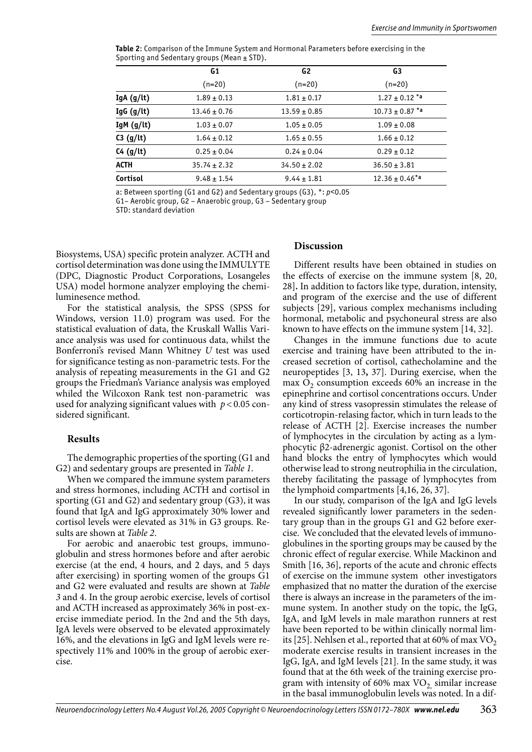**Table 2**: Comparison of the Immune System and Hormonal Parameters before exercising in the Sporting and Sedentary groups (Mean ± STD).

| | G1 | G2 | G3 |
|---|---|---|---|
| | (n=20) | (n=20) | (n=20) |
| **IgA (g/lt)** | 1.89 ± 0.13 | 1.81 ± 0.17 | 1.27 ± 0.12 *a |
| **IgG (g/lt)** | 13.46 ± 0.76 | 13.59 ± 0.85 | 10.73 ± 0.87 *a |
| **IgM (g/lt)** | 1.03 ± 0.07 | 1.05 ± 0.05 | 1.09 ± 0.08 |
| **C3 (g/lt)** | 1.64 ± 0.12 | 1.65 ± 0.55 | 1.66 ± 0.12 |
| **C4 (g/lt)** | 0.25 ± 0.04 | 0.24 ± 0.04 | 0.29 ± 0.12 |
| **ACTH** | 35.74 ± 2.32 | 34.50 ± 2.02 | 36.50 ± 3.81 |
| **Cortisol** | 9.48 ± 1.54 | 9.44 ± 1.81 | 12.36 ± 0.46*a |

a: Between sporting (G1 and G2) and Sedentary groups (G3), *: $p<0.05$
G1– Aerobic group, G2 – Anaerobic group, G3 – Sedentary group
STD: standard deviation

Biosystems, USA) specific protein analyzer. ACTH and cortisol determination was done using the IMMULYTE (DPC, Diagnostic Product Corporations, Losangeles USA) model hormone analyzer employing the chemiluminesence method.

For the statistical analysis, the SPSS (SPSS for Windows, version 11.0) program was used. For the statistical evaluation of data, the Kruskall Wallis Variance analysis was used for continuous data, whilst the Bonferroni's revised Mann Whitney *U* test was used for significance testing as non-parametric tests. For the analysis of repeating measurements in the G1 and G2 groups the Friedman's Variance analysis was employed whiled the Wilcoxon Rank test non-parametric was used for analyzing significant values with $p<0.05$ considered significant.

## Results

The demographic properties of the sporting (G1 and G2) and sedentary groups are presented in *Table 1*.

When we compared the immune system parameters and stress hormones, including ACTH and cortisol in sporting (G1 and G2) and sedentary group (G3), it was found that IgA and IgG approximately 30% lower and cortisol levels were elevated as 31% in G3 groups. Results are shown at *Table 2*.

For aerobic and anaerobic test groups, immunoglobulin and stress hormones before and after aerobic exercise (at the end, 4 hours, and 2 days, and 5 days after exercising) in sporting women of the groups G1 and G2 were evaluated and results are shown at *Table 3* and 4. In the group aerobic exercise, levels of cortisol and ACTH increased as approximately 36% in post-exercise immediate period. In the 2nd and the 5th days, IgA levels were observed to be elevated approximately 16%, and the elevations in IgG and IgM levels were respectively 11% and 100% in the group of aerobic exercise.

## Discussion

Different results have been obtained in studies on the effects of exercise on the immune system [8, 20, 28]. In addition to factors like type, duration, intensity, and program of the exercise and the use of different subjects [29], various complex mechanisms including hormonal, metabolic and psychoneural stress are also known to have effects on the immune system [14, 32].

Changes in the immune functions due to acute exercise and training have been attributed to the increased secretion of cortisol, cathecholamine and the neuropeptides [3, 13, 37]. During exercise, when the max $O_2$ consumption exceeds 60% an increase in the epinephrine and cortisol concentrations occurs. Under any kind of stress vasopressin stimulates the release of corticotropin-relasing factor, which in turn leads to the release of ACTH [2]. Exercise increases the number of lymphocytes in the circulation by acting as a lymphocytic β2-adrenergic agonist. Cortisol on the other hand blocks the entry of lymphocytes which would otherwise lead to strong neutrophilia in the circulation, thereby facilitating the passage of lymphocytes from the lymphoid compartments [4,16, 26, 37].

In our study, comparison of the IgA and IgG levels revealed significantly lower parameters in the sedentary group than in the groups G1 and G2 before exercise. We concluded that the elevated levels of immunoglobulines in the sporting groups may be caused by the chronic effect of regular exercise. While Mackinon and Smith [16, 36], reports of the acute and chronic effects of exercise on the immune system other investigators emphasized that no matter the duration of the exercise there is always an increase in the parameters of the immune system. In another study on the topic, the IgG, IgA, and IgM levels in male marathon runners at rest have been reported to be within clinically normal limits [25]. Nehlsen et al., reported that at 60% of max $VO_2$ moderate exercise results in transient increases in the IgG, IgA, and IgM levels [21]. In the same study, it was found that at the 6th week of the training exercise program with intensity of 60% max $VO_2$, similar increase in the basal immunoglobulin levels was noted. In a dif-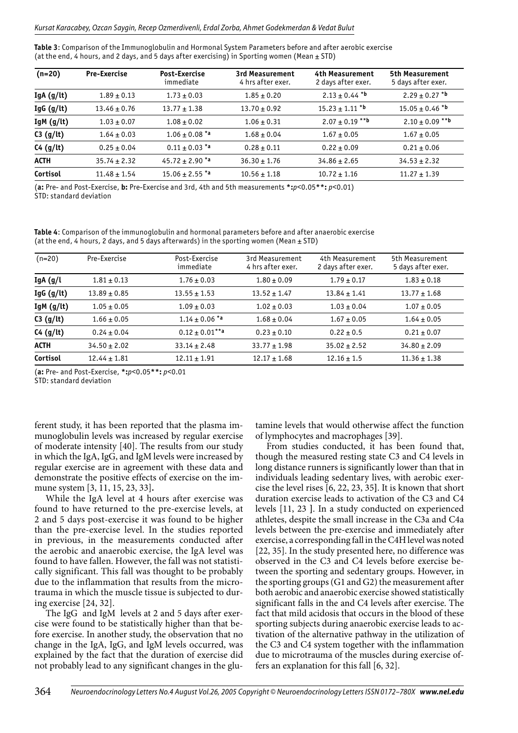**Table 3**: Comparison of the Immunoglobulin and Hormonal System Parameters before and after aerobic exercise (at the end, 4 hours, and 2 days, and 5 days after exercising) in Sporting women (Mean ± STD)

| (n=20) | Pre-Exercise | Post-Exercise immediate | 3rd Measurement 4 hrs after exer. | 4th Measurement 2 days after exer. | 5th Measurement 5 days after exer. |
|---|---|---|---|---|---|
| **IgA (g/lt)** | 1.89 ± 0.13 | 1.73 ± 0.03 | 1.85 ± 0.20 | 2.13 ± 0.44 *b | 2.29 ± 0.27 *b |
| **IgG (g/lt)** | 13.46 ± 0.76 | 13.77 ± 1.38 | 13.70 ± 0.92 | 15.23 ± 1.11 *b | 15.05 ± 0.46 *b |
| **IgM (g/lt)** | 1.03 ± 0.07 | 1.08 ± 0.02 | 1.06 ± 0.31 | 2.07 ± 0.19 **b | 2.10 ± 0.09 **b |
| **C3 (g/lt)** | 1.64 ± 0.03 | 1.06 ± 0.08 *a | 1.68 ± 0.04 | 1.67 ± 0.05 | 1.67 ± 0.05 |
| **C4 (g/lt)** | 0.25 ± 0.04 | 0.11 ± 0.03 *a | 0.28 ± 0.11 | 0.22 ± 0.09 | 0.21 ± 0.06 |
| **ACTH** | 35.74 ± 2.32 | 45.72 ± 2.90 *a | 36.30 ± 1.76 | 34.86 ± 2.65 | 34.53 ± 2.32 |
| **Cortisol** | 11.48 ± 1.54 | 15.06 ± 2.55 *a | 10.56 ± 1.18 | 10.72 ± 1.16 | 11.27 ± 1.39 |

(**a:** Pre- and Post-Exercise, **b:** Pre-Exercise and 3rd, 4th and 5th measurements **\*:** $p<0.05$ **\*\*:** $p<0.01$)
STD: standard deviation

**Table 4**: Comparison of the immunoglobulin and hormonal parameters before and after anaerobic exercise (at the end, 4 hours, 2 days, and 5 days afterwards) in the sporting women (Mean ± STD)

| (n=20) | Pre-Exercise | Post-Exercise immediate | 3rd Measurement 4 hrs after exer. | 4th Measurement 2 days after exer. | 5th Measurement 5 days after exer. |
|---|---|---|---|---|---|
| **IgA (g/l** | 1.81 ± 0.13 | 1.76 ± 0.03 | 1.80 ± 0.09 | 1.79 ± 0.17 | 1.83 ± 0.18 |
| **IgG (g/lt)** | 13.89 ± 0.85 | 13.55 ± 1.53 | 13.52 ± 1.47 | 13.84 ± 1.41 | 13.77 ± 1.68 |
| **IgM (g/lt)** | 1.05 ± 0.05 | 1.09 ± 0.03 | 1.02 ± 0.03 | 1.03 ± 0.04 | 1.07 ± 0.05 |
| **C3 (g/lt)** | 1.66 ± 0.05 | 1.14 ± 0.06 *a | 1.68 ± 0.04 | 1.67 ± 0.05 | 1.64 ± 0.05 |
| **C4 (g/lt)** | 0.24 ± 0.04 | 0.12 ± 0.01**a | 0.23 ± 0.10 | 0.22 ± 0.5 | 0.21 ± 0.07 |
| **ACTH** | 34.50 ± 2.02 | 33.14 ± 2.48 | 33.77 ± 1.98 | 35.02 ± 2.52 | 34.80 ± 2.09 |
| **Cortisol** | 12.44 ± 1.81 | 12.11 ± 1.91 | 12.17 ± 1.68 | 12.16 ± 1.5 | 11.36 ± 1.38 |

(**a:** Pre- and Post-Exercise, **\*:** $p<0.05$ **\*\*:** $p<0.01$
STD: standard deviation

ferent study, it has been reported that the plasma immunoglobulin levels was increased by regular exercise of moderate intensity [40]. The results from our study in which the IgA, IgG, and IgM levels were increased by regular exercise are in agreement with these data and demonstrate the positive effects of exercise on the immune system [3, 11, 15, 23, 33]**.**

While the IgA level at 4 hours after exercise was found to have returned to the pre-exercise levels, at 2 and 5 days post-exercise it was found to be higher than the pre-exercise level. In the studies reported in previous, in the measurements conducted after the aerobic and anaerobic exercise, the IgA level was found to have fallen. However, the fall was not statistically significant. This fall was thought to be probably due to the inflammation that results from the microtrauma in which the muscle tissue is subjected to during exercise [24, 32].

The IgG and IgM levels at 2 and 5 days after exercise were found to be statistically higher than that before exercise. In another study, the observation that no change in the IgA, IgG, and IgM levels occurred, was explained by the fact that the duration of exercise did not probably lead to any significant changes in the glutamine levels that would otherwise affect the function of lymphocytes and macrophages [39].

From studies conducted, it has been found that, though the measured resting state C3 and C4 levels in long distance runners is significantly lower than that in individuals leading sedentary lives, with aerobic exercise the level rises [6, 22, 23, 35]. It is known that short duration exercise leads to activation of the C3 and C4 levels [11, 23 ]. In a study conducted on experienced athletes, despite the small increase in the C3a and C4a levels between the pre-exercise and immediately after exercise, a corresponding fall in the C4H level was noted [22, 35]. In the study presented here, no difference was observed in the C3 and C4 levels before exercise between the sporting and sedentary groups. However, in the sporting groups (G1 and G2) the measurement after both aerobic and anaerobic exercise showed statistically significant falls in the and C4 levels after exercise. The fact that mild acidosis that occurs in the blood of these sporting subjects during anaerobic exercise leads to activation of the alternative pathway in the utilization of the C3 and C4 system together with the inflammation due to microtrauma of the muscles during exercise offers an explanation for this fall [6, 32].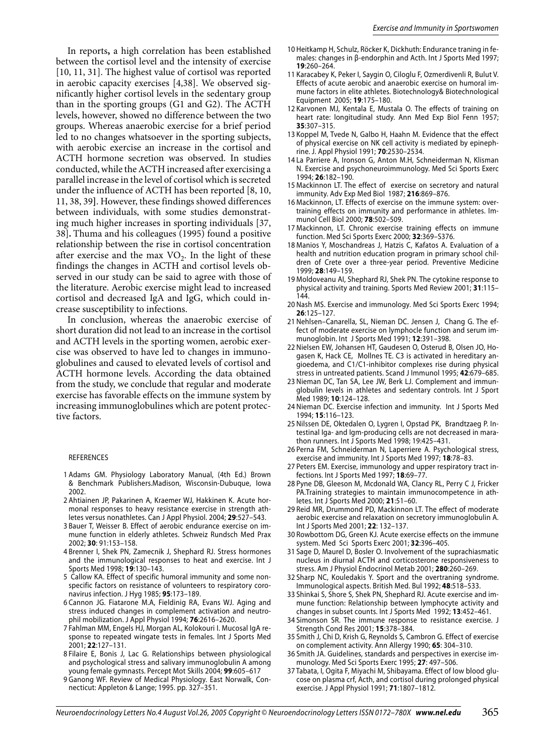In reports**,** a high correlation has been established between the cortisol level and the intensity of exercise [10, 11, 31]. The highest value of cortisol was reported in aerobic capacity exercises [4,38]. We observed significantly higher cortisol levels in the sedentary group than in the sporting groups (G1 and G2). The ACTH levels, however, showed no difference between the two groups. Whereas anaerobic exercise for a brief period led to no changes whatsoever in the sporting subjects, with aerobic exercise an increase in the cortisol and ACTH hormone secretion was observed. In studies conducted, while the ACTH increased after exercising a parallel increase in the level of cortisol which is secreted under the influence of ACTH has been reported [8, 10, 11, 38, 39]. However, these findings showed differences between individuals, with some studies demonstrating much higher increases in sporting individuals [37, 38]**.** Thuma and his colleagues (1995) found a positive relationship between the rise in cortisol concentration after exercise and the max $VO_2$. In the light of these findings the changes in ACTH and cortisol levels observed in our study can be said to agree with those of the literature. Aerobic exercise might lead to increased cortisol and decreased IgA and IgG, which could increase susceptibility to infections.

In conclusion, whereas the anaerobic exercise of short duration did not lead to an increase in the cortisol and ACTH levels in the sporting women, aerobic exercise was observed to have led to changes in immunoglobulines and caused to elevated levels of cortisol and ACTH hormone levels. According the data obtained from the study, we conclude that regular and moderate exercise has favorable effects on the immune system by increasing immunoglobulines which are potent protective factors.

REFERENCES

1 Adams GM. Physiology Laboratory Manual, (4th Ed.) Brown & Benchmark Publishers.Madison, Wisconsin-Dubuque, Iowa 2002.

2 Ahtiainen JP, Pakarinen A, Kraemer WJ, Hakkinen K. Acute hormonal responses to heavy resistance exercise in strength athletes versus nonathletes. Can J Appl Physiol. 2004; **29**:527–543.

3 Bauer T, Weisser B. Effect of aerobic endurance exercise on immune function in elderly athletes. Schweiz Rundsch Med Prax 2002; **30**: 91:153–158.

4 Brenner I, Shek PN, Zamecnik J, Shephard RJ. Stress hormones and the immunological responses to heat and exercise. Int J Sports Med 1998; **19**:130–143.

5 Callow KA. Effect of specific humoral immunity and some non-specific factors on resistance of volunteers to respiratory coronavirus infection. J Hyg 1985; **95**:173–189.

6 Cannon JG. Fiatarone M.A, Fieldinig RA, Evans WJ. Aging and stress induced changes in complement activation and neutrophil mobilization. J Appl Physiol 1994; **76**:2616–2620.

7 Fahlman MM, Engels HJ, Morgan AL, Kolokouri I. Mucosal IgA response to repeated wingate tests in females. Int J Sports Med 2001; **22**:127–131.

8 Filaire E, Bonis J, Lac G. Relationships between physiological and psychological stress and salivary immunoglobulin A among young female gymnasts. Percept Mot Skills 2004; **99**:605–617

9 Ganong WF. Review of Medical Physiology. East Norwalk, Connecticut: Appleton & Lange; 1995. pp. 327–351.

10 Heitkamp H, Schulz, Röcker K, Dickhuth: Endurance traning in females: changes in β-endorphin and Acth. Int J Sports Med 1997; **19**:260–264.

11 Karacabey K, Peker I, Saygin O, Ciloglu F, Ozmerdivenli R, Bulut V. Effects of acute aerobic and anaerobic exercise on humoral immune factors in elite athletes. Biotechnology& Biotechnological Equipment 2005; **19**:175–180.

12 Karvonen MJ, Kentala E, Mustala O. The effects of training on heart rate: longitudinal study. Ann Med Exp Biol Fenn 1957; **35**:307–315.

13 Koppel M, Tvede N, Galbo H, Haahn M. Evidence that the effect of physical exercise on NK cell activity is mediated by epinephrine. J. Appl Physiol 1991; **70**:2530–2534.

14 La Parriere A, Ironson G, Anton M.H, Schneiderman N, Klisman N. Exercise and psychoneuroimmunology. Med Sci Sports Exerc 1994; **26**:182–190.

15 Mackinnon LT. The effect of exercise on secretory and natural immunity. Adv Exp Med Biol 1987; **216**:869–876.

16 Mackinnon, LT. Effects of exercise on the immune system: overtraining effects on immunity and performance in athletes. Immunol Cell Biol 2000; **78**:502–509.

17 Mackinnon, LT. Chronic exercise training effects on immune function. Med Sci Sports Exerc 2000; **32**:369–S376.

18 Manios Y, Moschandreas J, Hatzis C, Kafatos A. Evaluation of a health and nutrition education program in primary school children of Crete over a three-year period. Preventive Medicine 1999; **28**:149–159.

19 Moldoveanu AI, Shephard RJ, Shek PN. The cytokine response to physical activity and training. Sports Med Review 2001; **31**:115–144.

20 Nash MS. Exercise and immunology. Med Sci Sports Exerc 1994; **26**:125–127.

21 Nehlsen–Canarella, SL, Nieman DC. Jensen J, Chang G. The effect of moderate exercise on lymphocle function and serum immunoglobin. Int J Sports Med 1991; **12**:391–398.

22 Nielsen EW, Johansen HT, Gaudesen O, Osterud B, Olsen JO, Hogasen K, Hack CE, Mollnes TE. C3 is activated in hereditary angioedema, and C1/C1-inhibitor complexes rise during physical stress in untreated patients. Scand J Immunol 1995; **42**:679–685.

23 Nieman DC, Tan SA, Lee JW, Berk LJ. Complement and immunglobulin levels in athletes and sedentary controls. Int J Sport Med 1989; **10**:124–128.

24 Nieman DC. Exercise infection and immunity. Int J Sports Med 1994; **15**:116–123.

25 Nilssen DE, Oktedalen O, Lygren I, Opstad PK, Brandtzaeg P. Intestinal Iga- and Igm-producing cells are not decreased in marathon runners. Int J Sports Med 1998; 19:425–431.

26 Perna FM, Schneiderman N, Laperriere A. Psychological stress, exercise and immunity. Int J Sports Med 1997; **18**:78–83.

27 Peters EM. Exercise, immunology and upper respiratory tract infections. Int J Sports Med 1997; **18**:69–77.

28 Pyne DB, Gleeson M, Mcdonald WA, Clancy RL, Perry C J, Fricker PA.Training strategies to maintain immunocompetence in athletes. Int J Sports Med 2000; **21**:51–60.

29 Reid MR, Drummond PD, Mackinnon LT. The effect of moderate aerobic exercise and relaxation on secretory immunoglobulin A. Int J Sports Med 2001; **22**: 132–137.

30 Rowbottom DG, Green KJ. Acute exercise effects on the immune system. Med Sci Sports Exerc 2001; **32**:396–405.

31 Sage D, Maurel D, Bosler O. Involvement of the suprachiasmatic nucleus in diurnal ACTH and corticosterone responsiveness to stress. Am J Physiol Endocrinol Metab 2001; **280**:260–269.

32 Sharp NC, Kouledakis Y. Sport and the overtraning syndrome. Immunological aspects. British Med. Bul 1992; **48**:518–533.

33 Shinkai S, Shore S, Shek PN, Shephard RJ. Acute exercise and immune function: Relationship between lymphocyte activity and changes in subset counts. Int J Sports Med 1992; **13**:452–461.

34 Simonson SR. The immune response to resistance exercise. J Strength Cond Res 2001; **15**:378–384.

35 Smith J, Chi D, Krish G, Reynolds S, Cambron G. Effect of exercise on complement activity. Ann Allergy 1990; **65**: 304–310.

36 Smith JA. Guidelines, standards and perspectives in exercise immunology. Med Sci Sports Exerc 1995; **27**: 497–506.

37 Tabata, I, Ogita F, Miyachi M, Shibayama. Effect of low blood glucose on plasma crf, Acth, and cortisol during prolonged physical exercise. J Appl Physiol 1991; **71**:1807–1812.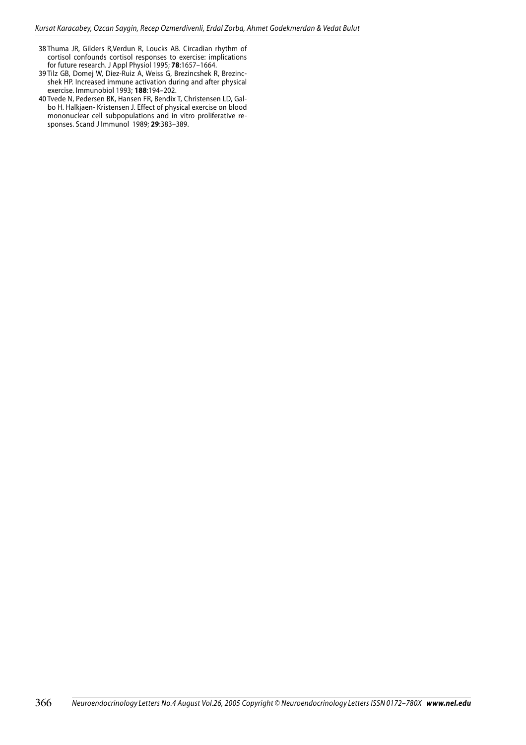38 Thuma JR, Gilders R,Verdun R, Loucks AB. Circadian rhythm of cortisol confounds cortisol responses to exercise: implications for future research. J Appl Physiol 1995; **78**:1657–1664.

39 Tilz GB, Domej W, Diez-Ruiz A, Weiss G, Brezincshek R, Brezincshek HP. Increased immune activation during and after physical exercise. Immunobiol 1993; **188**:194–202.

40 Tvede N, Pedersen BK, Hansen FR, Bendix T, Christensen LD, Galbo H. Halkjaen- Kristensen J. Effect of physical exercise on blood mononuclear cell subpopulations and in vitro proliferative responses. Scand J Immunol 1989; **29**:383–389.